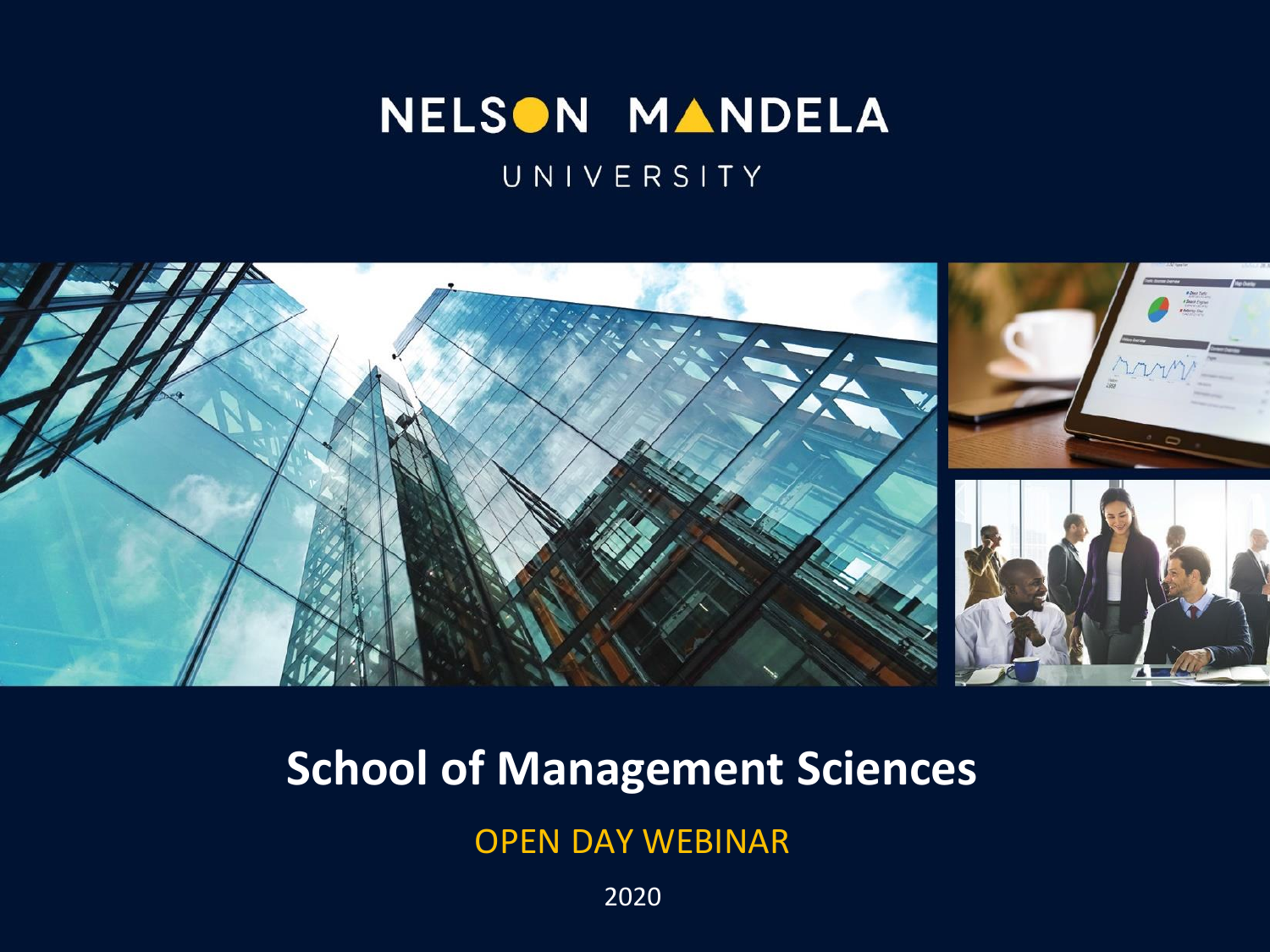NELSON MANDELA

UNIVERSITY

# School of Management Sciences

OPEN DAY WEBINAR

2020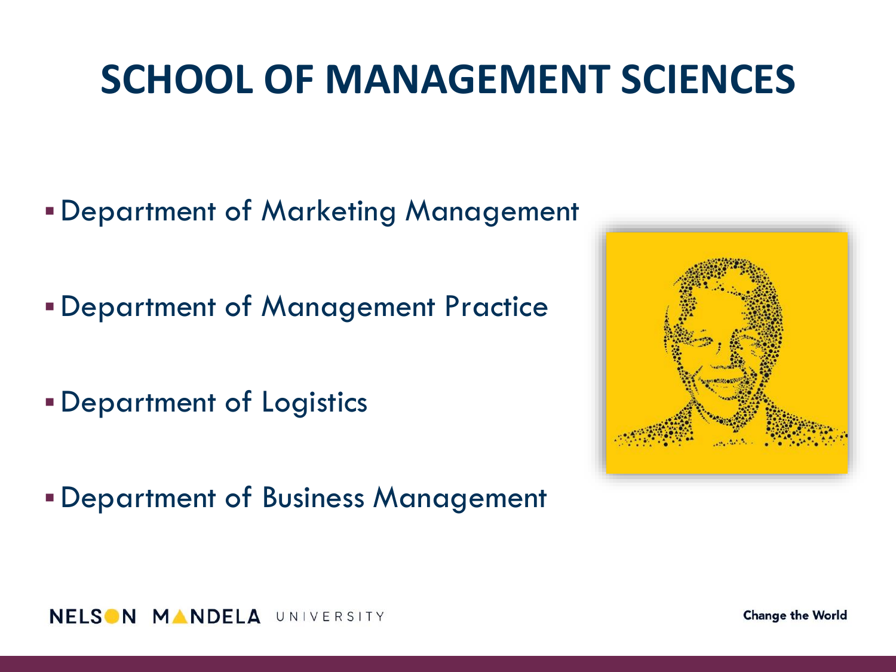# SCHOOL OF MANAGEMENT SCIENCES

- Department of Marketing Management
- Department of Management Practice
- Department of Logistics
- Department of Business Management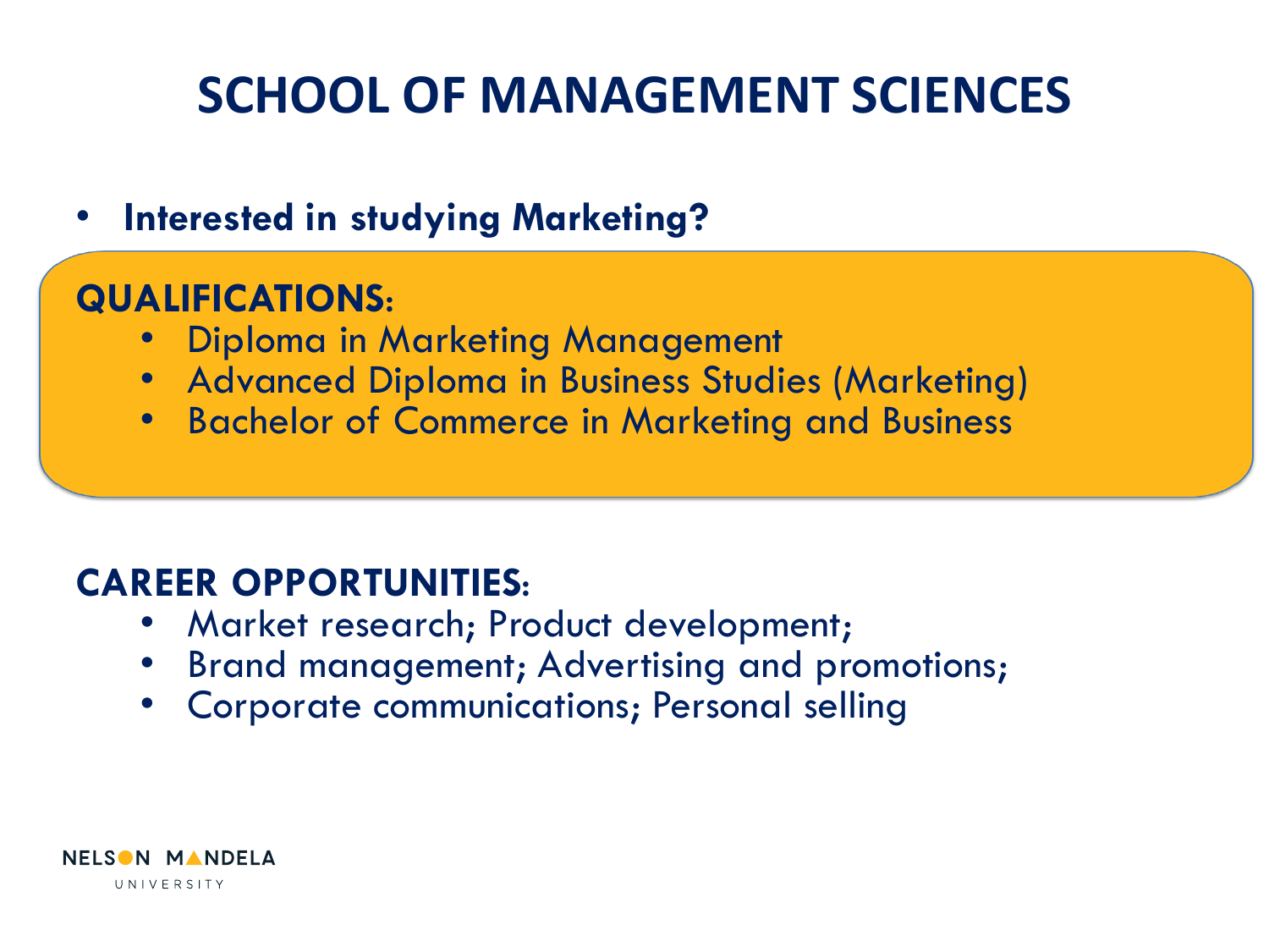# SCHOOL OF MANAGEMENT SCIENCES

- **Interested in studying Marketing?**

**QUALIFICATIONS:**

- Diploma in Marketing Management
- Advanced Diploma in Business Studies (Marketing)
- Bachelor of Commerce in Marketing and Business

**CAREER OPPORTUNITIES:**

- Market research; Product development;
- Brand management; Advertising and promotions;
- Corporate communications; Personal selling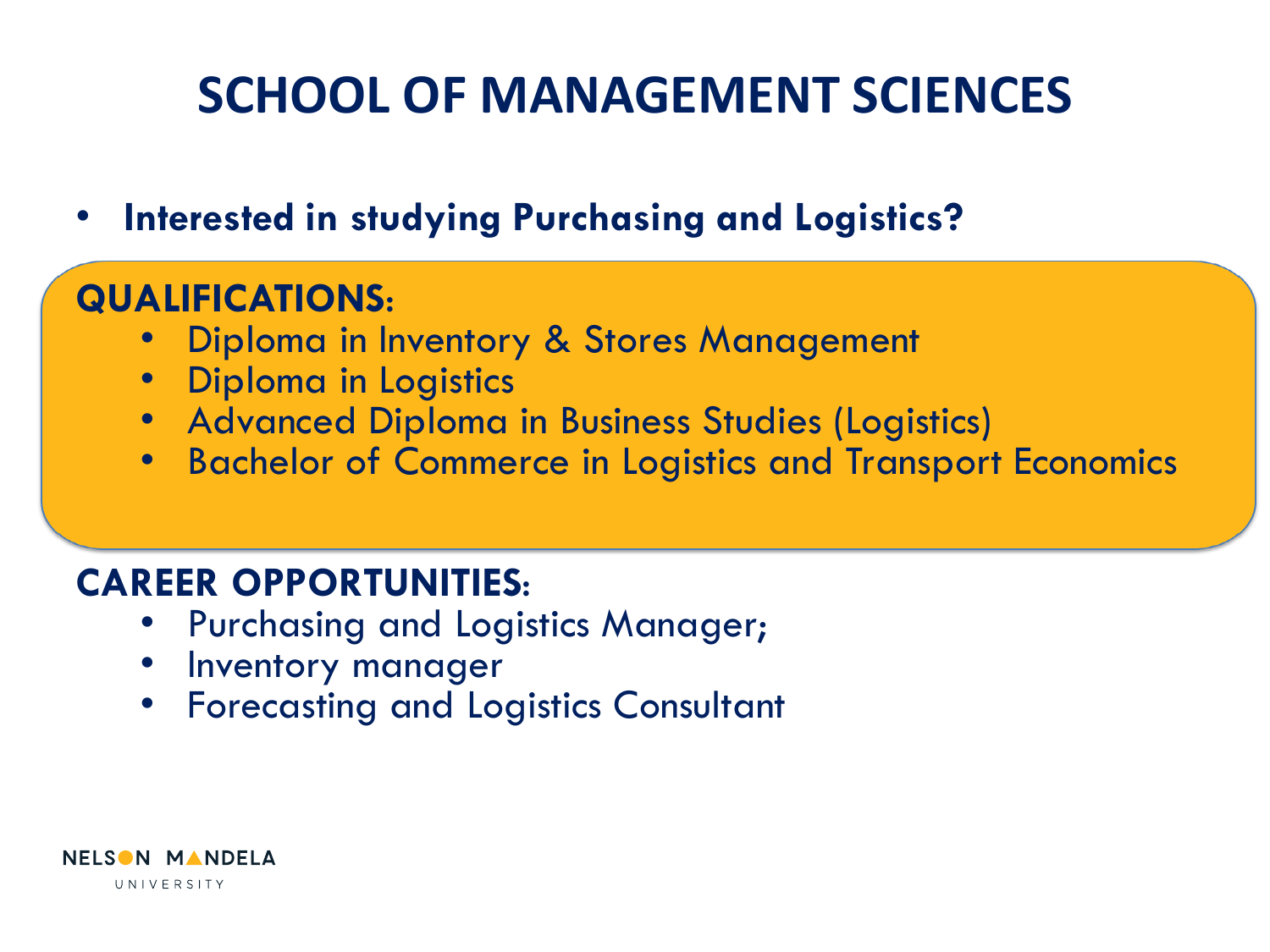# SCHOOL OF MANAGEMENT SCIENCES

- **Interested in studying Purchasing and Logistics?**

**QUALIFICATIONS:**

- Diploma in Inventory & Stores Management
- Diploma in Logistics
- Advanced Diploma in Business Studies (Logistics)
- Bachelor of Commerce in Logistics and Transport Economics

**CAREER OPPORTUNITIES:**

- Purchasing and Logistics Manager;
- Inventory manager
- Forecasting and Logistics Consultant

NELSON MANDELA UNIVERSITY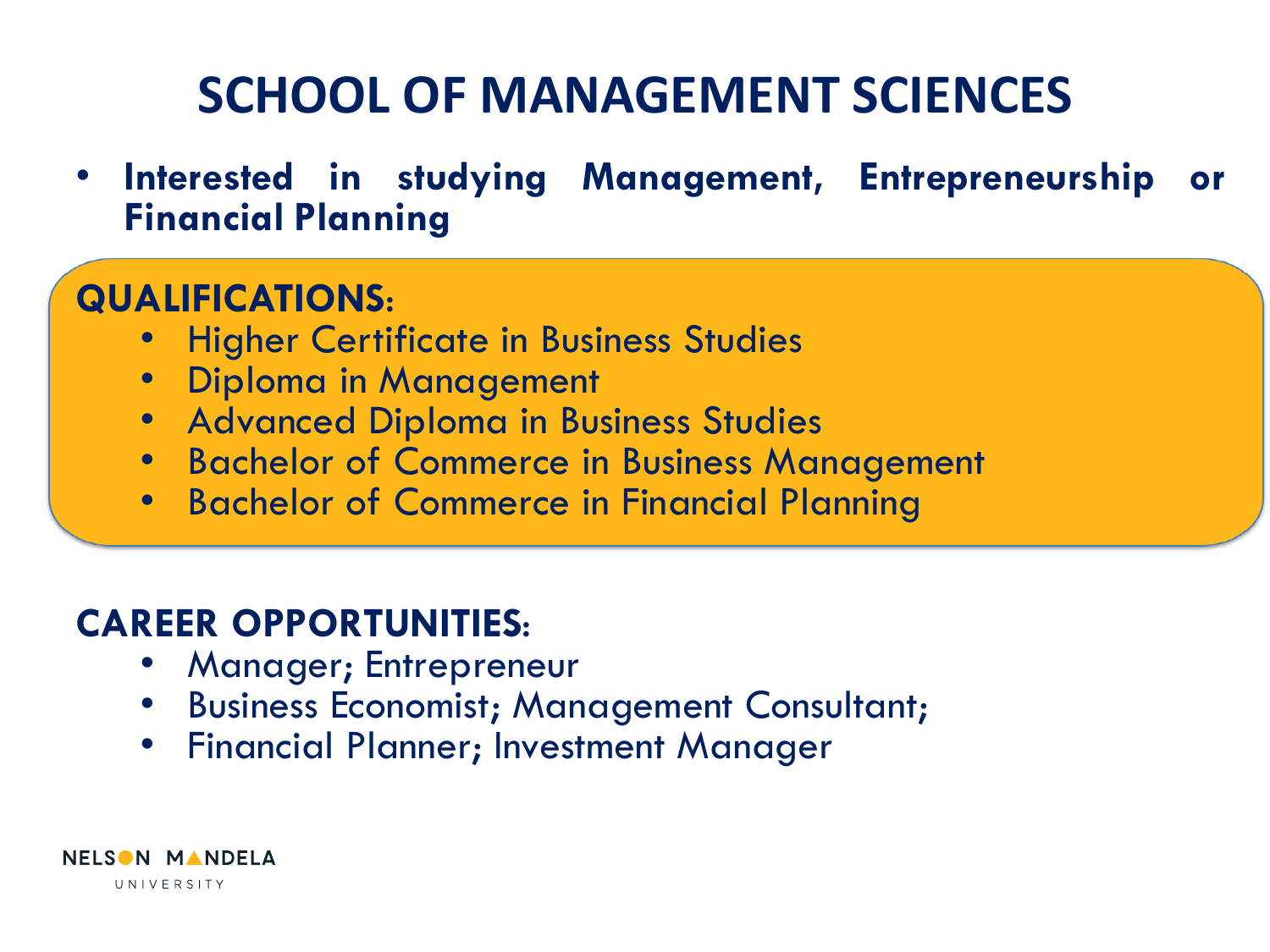# SCHOOL OF MANAGEMENT SCIENCES

- **Interested in studying Management, Entrepreneurship or Financial Planning**

**QUALIFICATIONS:**

- Higher Certificate in Business Studies
- Diploma in Management
- Advanced Diploma in Business Studies
- Bachelor of Commerce in Business Management
- Bachelor of Commerce in Financial Planning

**CAREER OPPORTUNITIES:**

- Manager; Entrepreneur
- Business Economist; Management Consultant;
- Financial Planner; Investment Manager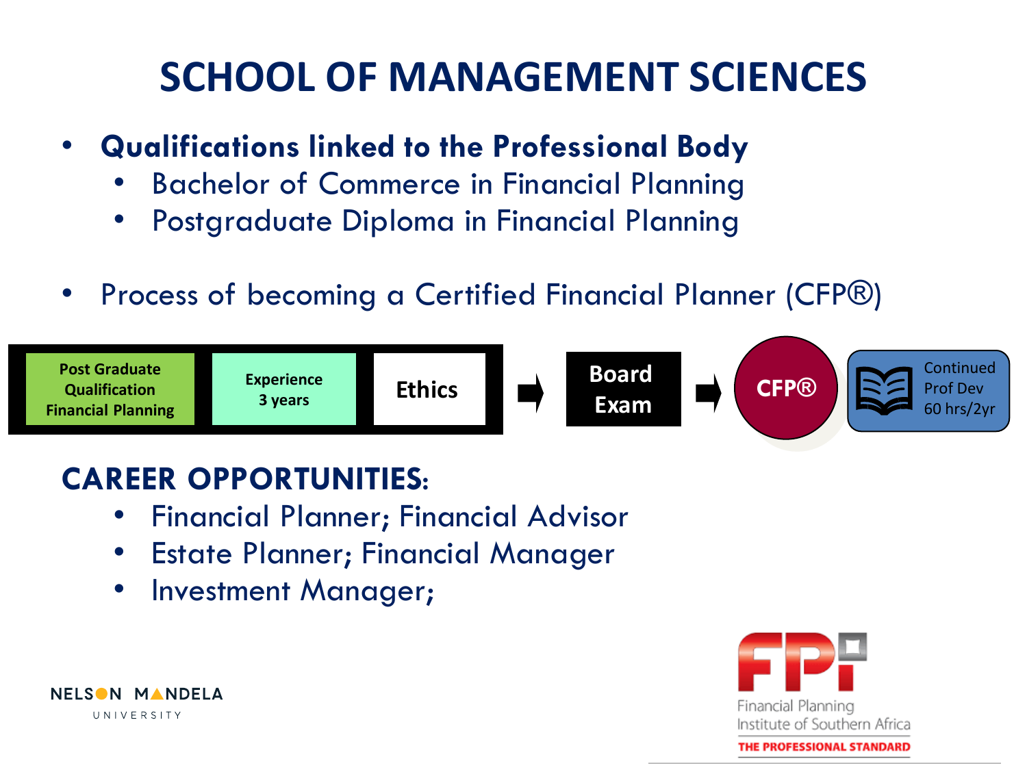# SCHOOL OF MANAGEMENT SCIENCES

- **Qualifications linked to the Professional Body**
  - Bachelor of Commerce in Financial Planning
  - Postgraduate Diploma in Financial Planning

- Process of becoming a Certified Financial Planner (CFP®)

Post Graduate Qualification Financial Planning | Experience 3 years | Ethics → Board Exam → CFP® | Continued Prof Dev 60 hrs/2yr

**CAREER OPPORTUNITIES:**

- Financial Planner; Financial Advisor
- Estate Planner; Financial Manager
- Investment Manager;

NELSON MANDELA UNIVERSITY

FPI Financial Planning Institute of Southern Africa
THE PROFESSIONAL STANDARD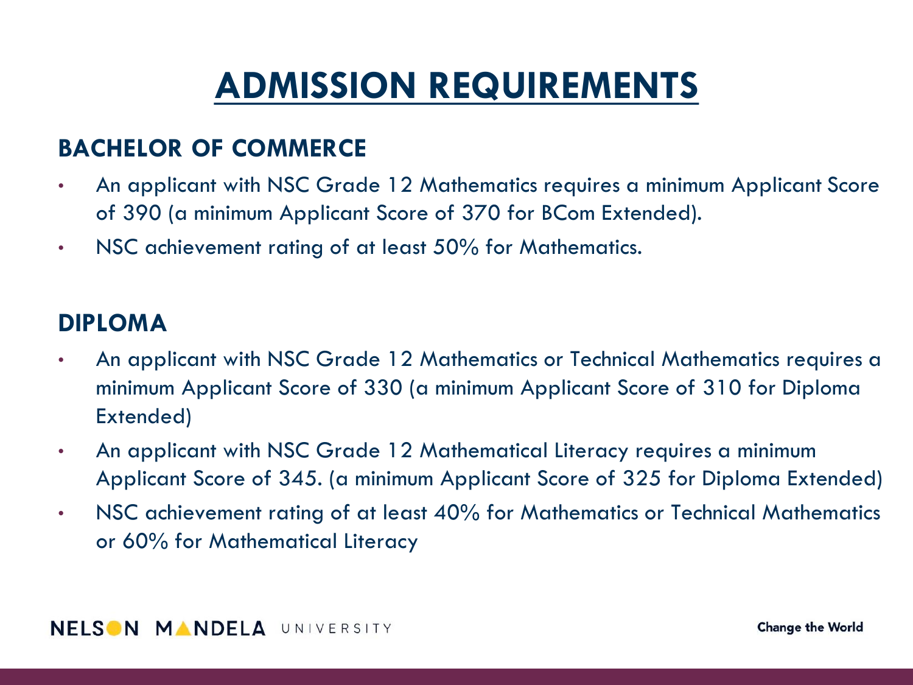# ADMISSION REQUIREMENTS

## BACHELOR OF COMMERCE

- An applicant with NSC Grade 12 Mathematics requires a minimum Applicant Score of 390 (a minimum Applicant Score of 370 for BCom Extended).
- NSC achievement rating of at least 50% for Mathematics.

## DIPLOMA

- An applicant with NSC Grade 12 Mathematics or Technical Mathematics requires a minimum Applicant Score of 330 (a minimum Applicant Score of 310 for Diploma Extended)
- An applicant with NSC Grade 12 Mathematical Literacy requires a minimum Applicant Score of 345. (a minimum Applicant Score of 325 for Diploma Extended)
- NSC achievement rating of at least 40% for Mathematics or Technical Mathematics or 60% for Mathematical Literacy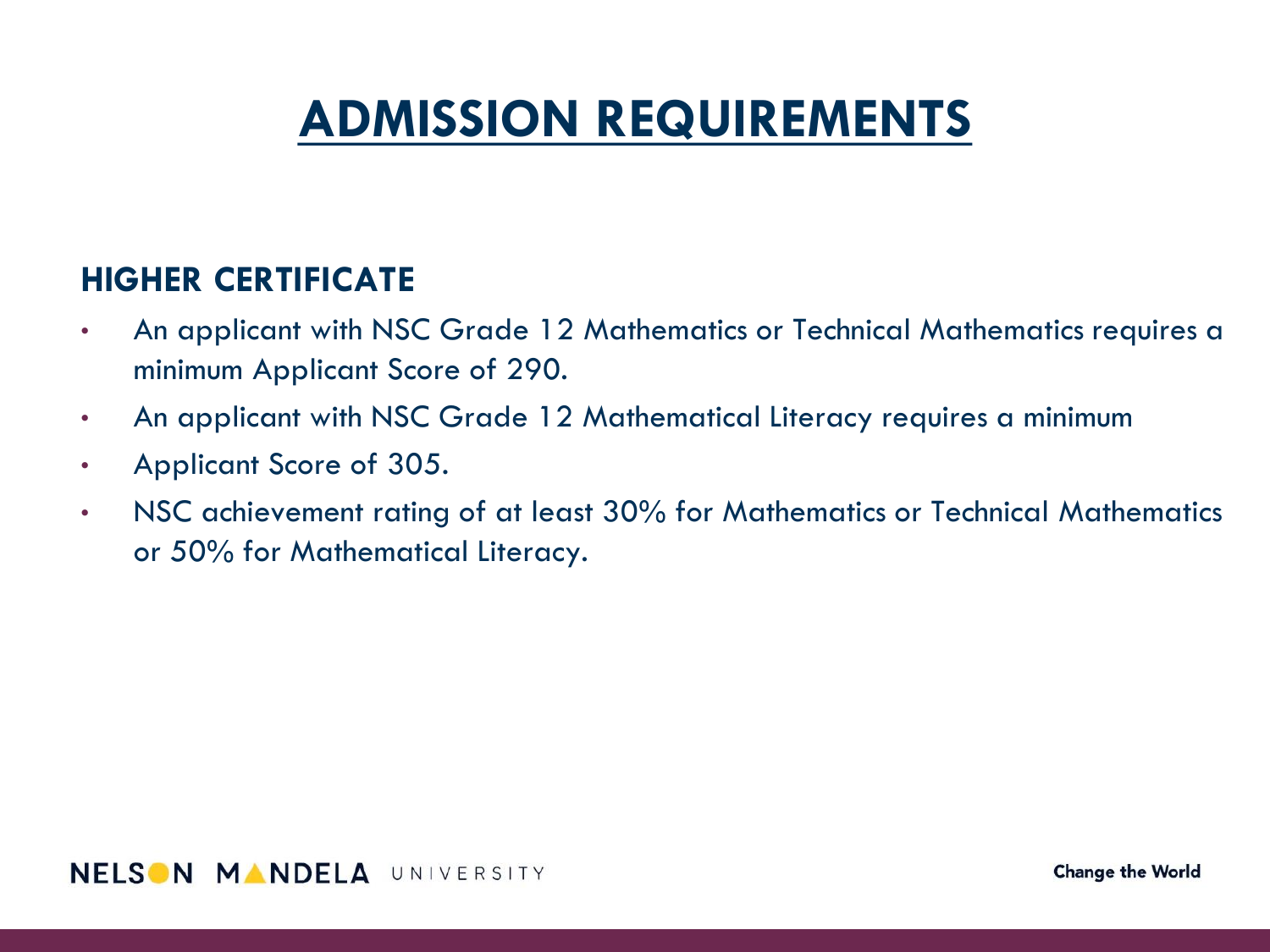# ADMISSION REQUIREMENTS

## HIGHER CERTIFICATE

- An applicant with NSC Grade 12 Mathematics or Technical Mathematics requires a minimum Applicant Score of 290.
- An applicant with NSC Grade 12 Mathematical Literacy requires a minimum
- Applicant Score of 305.
- NSC achievement rating of at least 30% for Mathematics or Technical Mathematics or 50% for Mathematical Literacy.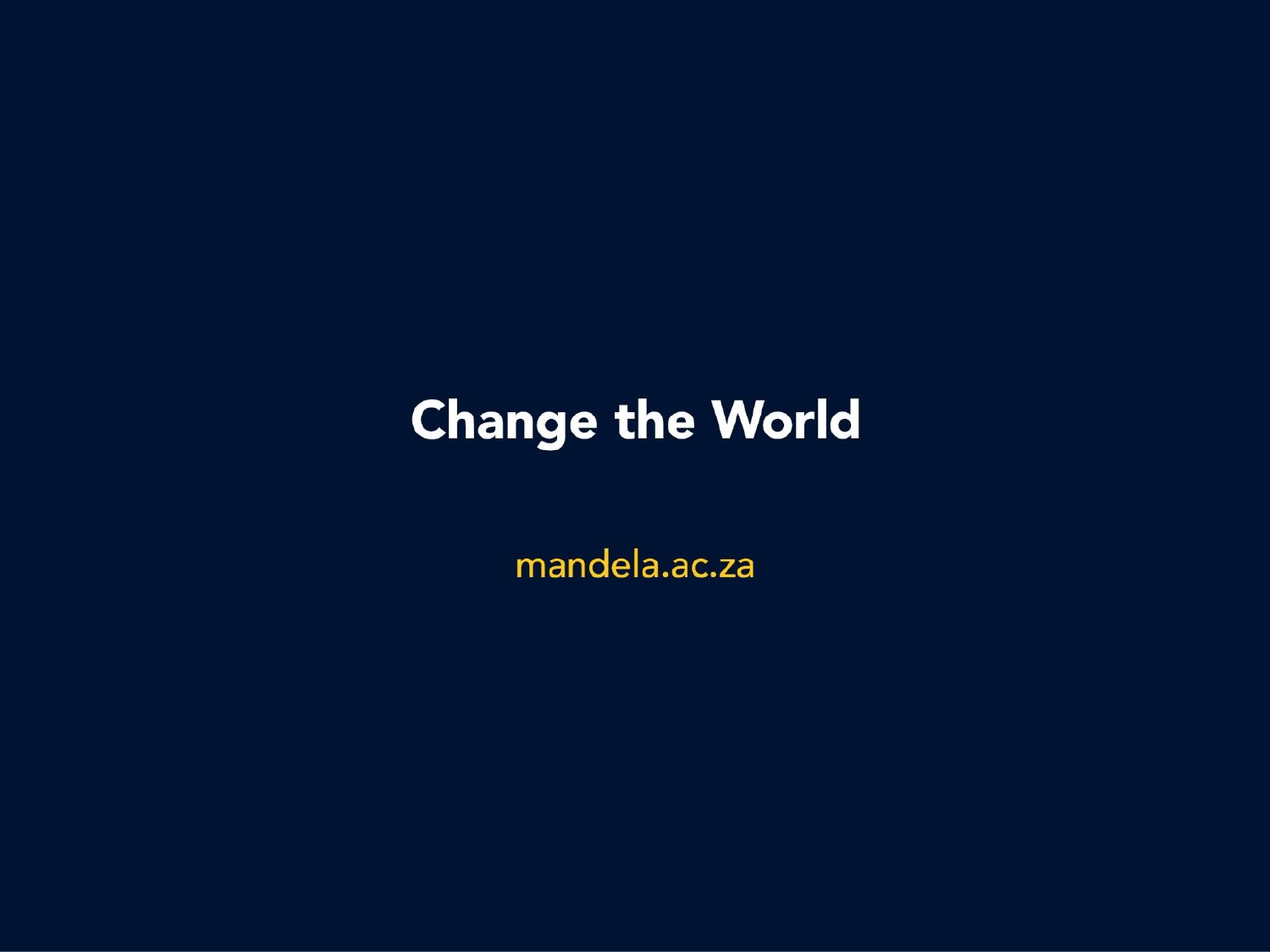# Change the World

mandela.ac.za